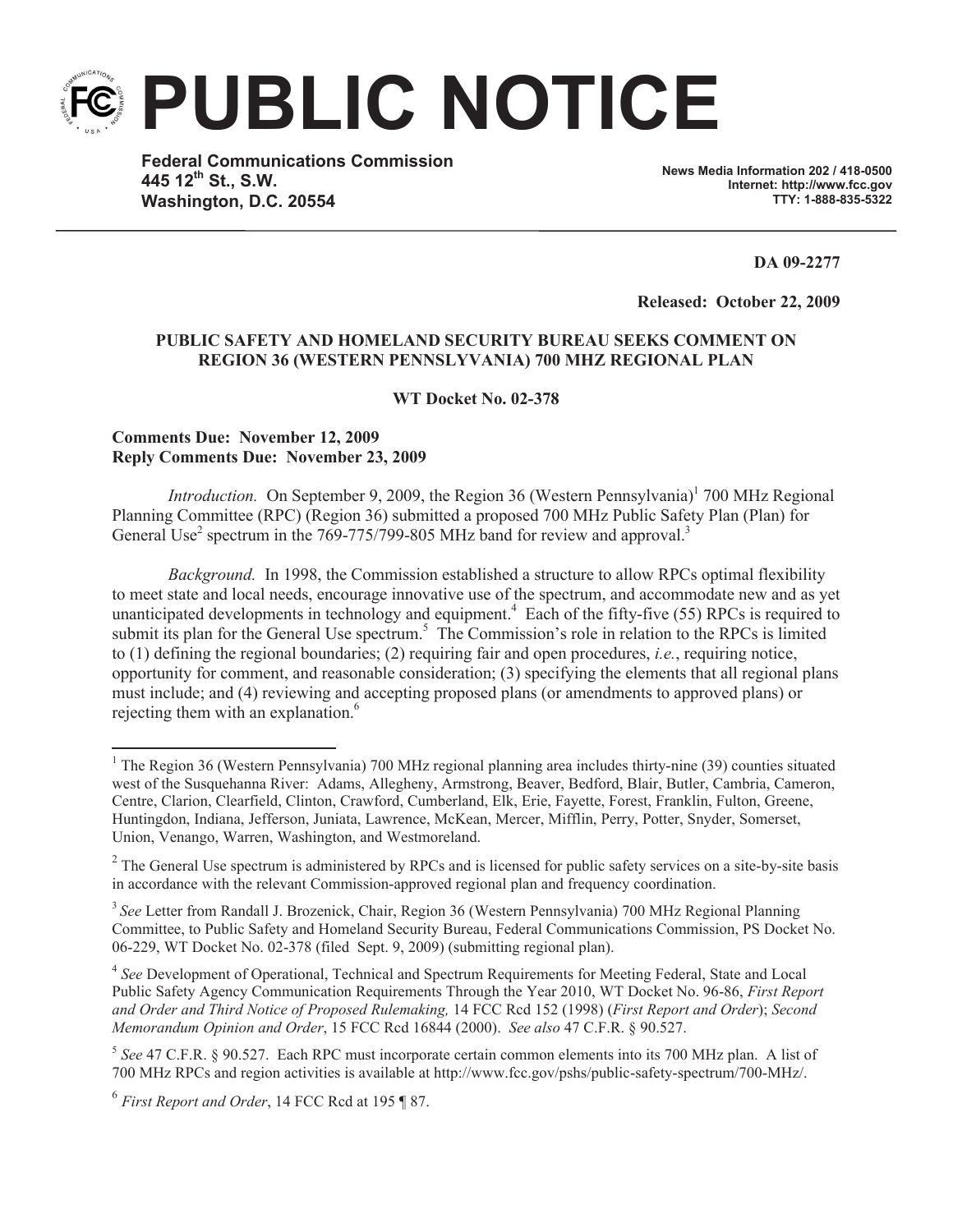# PUBLIC NOTICE

**Federal Communications Commission**
**445 12th St., S.W.**
**Washington, D.C. 20554**

**News Media Information 202 / 418-0500**
**Internet: http://www.fcc.gov**
**TTY: 1-888-835-5322**

**DA 09-2277**

**Released: October 22, 2009**

**PUBLIC SAFETY AND HOMELAND SECURITY BUREAU SEEKS COMMENT ON REGION 36 (WESTERN PENNSLYVANIA) 700 MHZ REGIONAL PLAN**

**WT Docket No. 02-378**

**Comments Due: November 12, 2009**
**Reply Comments Due: November 23, 2009**

*Introduction.* On September 9, 2009, the Region 36 (Western Pennsylvania)[1] 700 MHz Regional Planning Committee (RPC) (Region 36) submitted a proposed 700 MHz Public Safety Plan (Plan) for General Use[2] spectrum in the 769-775/799-805 MHz band for review and approval.[3]

*Background.* In 1998, the Commission established a structure to allow RPCs optimal flexibility to meet state and local needs, encourage innovative use of the spectrum, and accommodate new and as yet unanticipated developments in technology and equipment.[4] Each of the fifty-five (55) RPCs is required to submit its plan for the General Use spectrum.[5] The Commission's role in relation to the RPCs is limited to (1) defining the regional boundaries; (2) requiring fair and open procedures, *i.e.*, requiring notice, opportunity for comment, and reasonable consideration; (3) specifying the elements that all regional plans must include; and (4) reviewing and accepting proposed plans (or amendments to approved plans) or rejecting them with an explanation.[6]

---

[1] The Region 36 (Western Pennsylvania) 700 MHz regional planning area includes thirty-nine (39) counties situated west of the Susquehanna River: Adams, Allegheny, Armstrong, Beaver, Bedford, Blair, Butler, Cambria, Cameron, Centre, Clarion, Clearfield, Clinton, Crawford, Cumberland, Elk, Erie, Fayette, Forest, Franklin, Fulton, Greene, Huntingdon, Indiana, Jefferson, Juniata, Lawrence, McKean, Mercer, Mifflin, Perry, Potter, Snyder, Somerset, Union, Venango, Warren, Washington, and Westmoreland.

[2] The General Use spectrum is administered by RPCs and is licensed for public safety services on a site-by-site basis in accordance with the relevant Commission-approved regional plan and frequency coordination.

[3] *See* Letter from Randall J. Brozenick, Chair, Region 36 (Western Pennsylvania) 700 MHz Regional Planning Committee, to Public Safety and Homeland Security Bureau, Federal Communications Commission, PS Docket No. 06-229, WT Docket No. 02-378 (filed Sept. 9, 2009) (submitting regional plan).

[4] *See* Development of Operational, Technical and Spectrum Requirements for Meeting Federal, State and Local Public Safety Agency Communication Requirements Through the Year 2010, WT Docket No. 96-86, *First Report and Order and Third Notice of Proposed Rulemaking,* 14 FCC Rcd 152 (1998) (*First Report and Order*); *Second Memorandum Opinion and Order*, 15 FCC Rcd 16844 (2000). *See also* 47 C.F.R. § 90.527.

[5] *See* 47 C.F.R. § 90.527. Each RPC must incorporate certain common elements into its 700 MHz plan. A list of 700 MHz RPCs and region activities is available at http://www.fcc.gov/pshs/public-safety-spectrum/700-MHz/.

[6] *First Report and Order*, 14 FCC Rcd at 195 ¶ 87.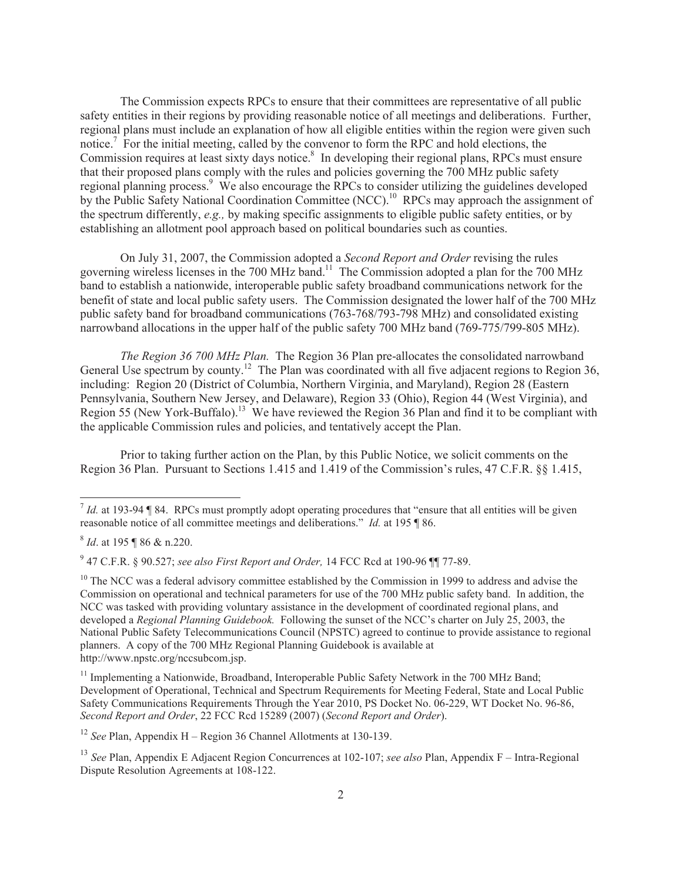The Commission expects RPCs to ensure that their committees are representative of all public safety entities in their regions by providing reasonable notice of all meetings and deliberations. Further, regional plans must include an explanation of how all eligible entities within the region were given such notice.[7] For the initial meeting, called by the convenor to form the RPC and hold elections, the Commission requires at least sixty days notice.[8] In developing their regional plans, RPCs must ensure that their proposed plans comply with the rules and policies governing the 700 MHz public safety regional planning process.[9] We also encourage the RPCs to consider utilizing the guidelines developed by the Public Safety National Coordination Committee (NCC).[10] RPCs may approach the assignment of the spectrum differently, *e.g.,* by making specific assignments to eligible public safety entities, or by establishing an allotment pool approach based on political boundaries such as counties.

On July 31, 2007, the Commission adopted a *Second Report and Order* revising the rules governing wireless licenses in the 700 MHz band.[11] The Commission adopted a plan for the 700 MHz band to establish a nationwide, interoperable public safety broadband communications network for the benefit of state and local public safety users. The Commission designated the lower half of the 700 MHz public safety band for broadband communications (763-768/793-798 MHz) and consolidated existing narrowband allocations in the upper half of the public safety 700 MHz band (769-775/799-805 MHz).

*The Region 36 700 MHz Plan.* The Region 36 Plan pre-allocates the consolidated narrowband General Use spectrum by county.[12] The Plan was coordinated with all five adjacent regions to Region 36, including: Region 20 (District of Columbia, Northern Virginia, and Maryland), Region 28 (Eastern Pennsylvania, Southern New Jersey, and Delaware), Region 33 (Ohio), Region 44 (West Virginia), and Region 55 (New York-Buffalo).[13] We have reviewed the Region 36 Plan and find it to be compliant with the applicable Commission rules and policies, and tentatively accept the Plan.

Prior to taking further action on the Plan, by this Public Notice, we solicit comments on the Region 36 Plan. Pursuant to Sections 1.415 and 1.419 of the Commission's rules, 47 C.F.R. §§ 1.415,

---

[7] *Id.* at 193-94 ¶ 84. RPCs must promptly adopt operating procedures that "ensure that all entities will be given reasonable notice of all committee meetings and deliberations." *Id.* at 195 ¶ 86.

[8] *Id*. at 195 ¶ 86 & n.220.

[9] 47 C.F.R. § 90.527; *see also First Report and Order,* 14 FCC Rcd at 190-96 ¶¶ 77-89.

[10] The NCC was a federal advisory committee established by the Commission in 1999 to address and advise the Commission on operational and technical parameters for use of the 700 MHz public safety band. In addition, the NCC was tasked with providing voluntary assistance in the development of coordinated regional plans, and developed a *Regional Planning Guidebook.* Following the sunset of the NCC's charter on July 25, 2003, the National Public Safety Telecommunications Council (NPSTC) agreed to continue to provide assistance to regional planners. A copy of the 700 MHz Regional Planning Guidebook is available at http://www.npstc.org/nccsubcom.jsp.

[11] Implementing a Nationwide, Broadband, Interoperable Public Safety Network in the 700 MHz Band; Development of Operational, Technical and Spectrum Requirements for Meeting Federal, State and Local Public Safety Communications Requirements Through the Year 2010, PS Docket No. 06-229, WT Docket No. 96-86, *Second Report and Order*, 22 FCC Rcd 15289 (2007) (*Second Report and Order*).

[12] *See* Plan, Appendix H – Region 36 Channel Allotments at 130-139.

[13] *See* Plan, Appendix E Adjacent Region Concurrences at 102-107; *see also* Plan, Appendix F – Intra-Regional Dispute Resolution Agreements at 108-122.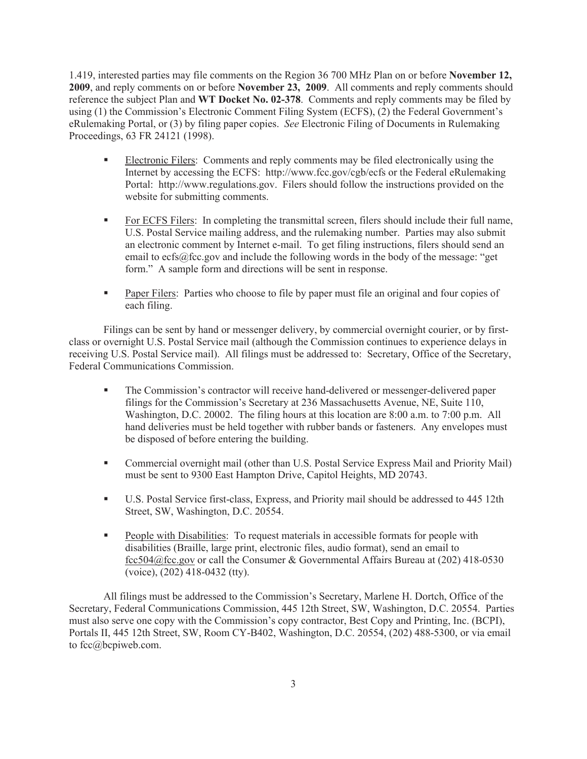1.419, interested parties may file comments on the Region 36 700 MHz Plan on or before **November 12, 2009**, and reply comments on or before **November 23, 2009**. All comments and reply comments should reference the subject Plan and **WT Docket No. 02-378**. Comments and reply comments may be filed by using (1) the Commission's Electronic Comment Filing System (ECFS), (2) the Federal Government's eRulemaking Portal, or (3) by filing paper copies. *See* Electronic Filing of Documents in Rulemaking Proceedings, 63 FR 24121 (1998).

- Electronic Filers: Comments and reply comments may be filed electronically using the Internet by accessing the ECFS: http://www.fcc.gov/cgb/ecfs or the Federal eRulemaking Portal: http://www.regulations.gov. Filers should follow the instructions provided on the website for submitting comments.

- For ECFS Filers: In completing the transmittal screen, filers should include their full name, U.S. Postal Service mailing address, and the rulemaking number. Parties may also submit an electronic comment by Internet e-mail. To get filing instructions, filers should send an email to ecfs@fcc.gov and include the following words in the body of the message: "get form." A sample form and directions will be sent in response.

- Paper Filers: Parties who choose to file by paper must file an original and four copies of each filing.

Filings can be sent by hand or messenger delivery, by commercial overnight courier, or by first-class or overnight U.S. Postal Service mail (although the Commission continues to experience delays in receiving U.S. Postal Service mail). All filings must be addressed to: Secretary, Office of the Secretary, Federal Communications Commission.

- The Commission's contractor will receive hand-delivered or messenger-delivered paper filings for the Commission's Secretary at 236 Massachusetts Avenue, NE, Suite 110, Washington, D.C. 20002. The filing hours at this location are 8:00 a.m. to 7:00 p.m. All hand deliveries must be held together with rubber bands or fasteners. Any envelopes must be disposed of before entering the building.

- Commercial overnight mail (other than U.S. Postal Service Express Mail and Priority Mail) must be sent to 9300 East Hampton Drive, Capitol Heights, MD 20743.

- U.S. Postal Service first-class, Express, and Priority mail should be addressed to 445 12th Street, SW, Washington, D.C. 20554.

- People with Disabilities: To request materials in accessible formats for people with disabilities (Braille, large print, electronic files, audio format), send an email to fcc504@fcc.gov or call the Consumer & Governmental Affairs Bureau at (202) 418-0530 (voice), (202) 418-0432 (tty).

All filings must be addressed to the Commission's Secretary, Marlene H. Dortch, Office of the Secretary, Federal Communications Commission, 445 12th Street, SW, Washington, D.C. 20554. Parties must also serve one copy with the Commission's copy contractor, Best Copy and Printing, Inc. (BCPI), Portals II, 445 12th Street, SW, Room CY-B402, Washington, D.C. 20554, (202) 488-5300, or via email to fcc@bcpiweb.com.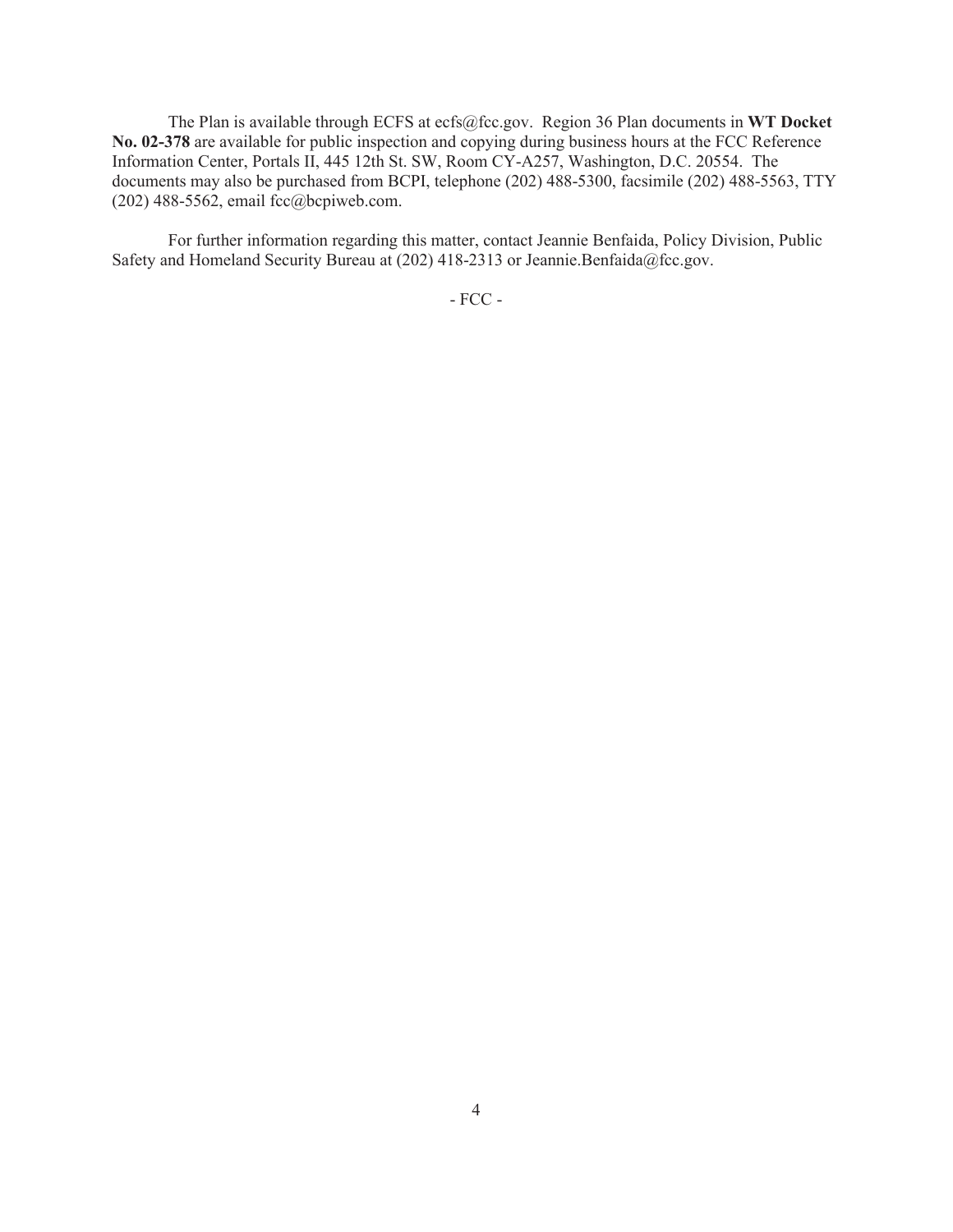The Plan is available through ECFS at ecfs@fcc.gov. Region 36 Plan documents in **WT Docket No. 02-378** are available for public inspection and copying during business hours at the FCC Reference Information Center, Portals II, 445 12th St. SW, Room CY-A257, Washington, D.C. 20554. The documents may also be purchased from BCPI, telephone (202) 488-5300, facsimile (202) 488-5563, TTY (202) 488-5562, email fcc@bcpiweb.com.

For further information regarding this matter, contact Jeannie Benfaida, Policy Division, Public Safety and Homeland Security Bureau at (202) 418-2313 or Jeannie.Benfaida@fcc.gov.

- FCC -